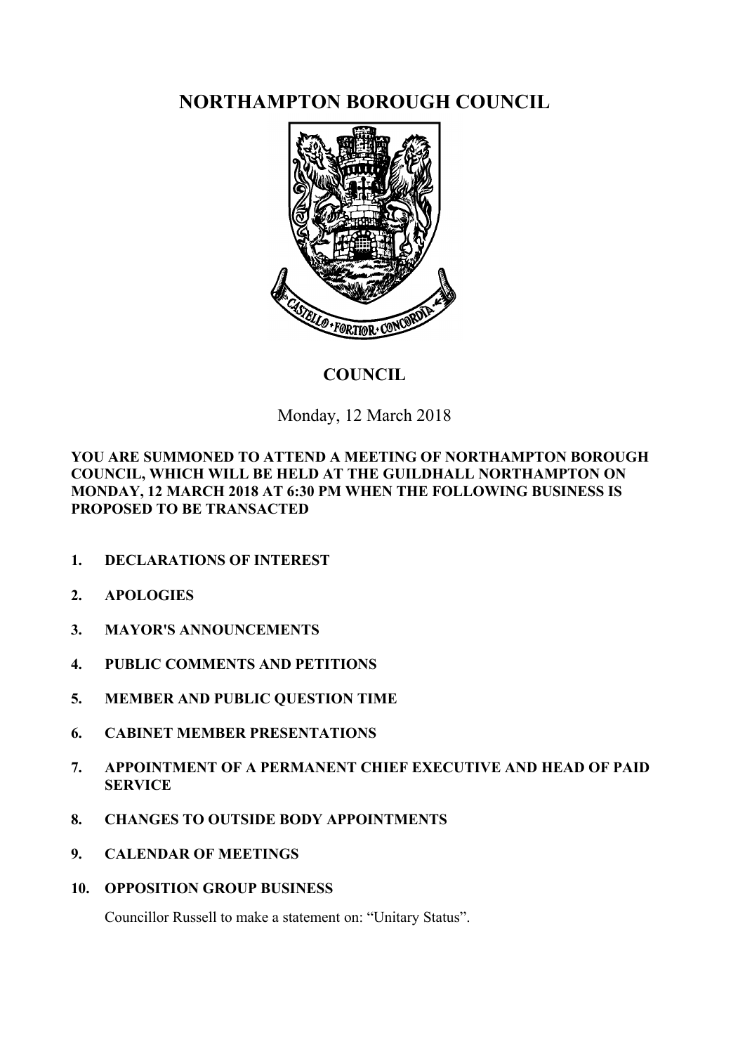# NORTHAMPTON BOROUGH COUNCIL

## COUNCIL

Monday, 12 March 2018

**YOU ARE SUMMONED TO ATTEND A MEETING OF NORTHAMPTON BOROUGH COUNCIL, WHICH WILL BE HELD AT THE GUILDHALL NORTHAMPTON ON MONDAY, 12 MARCH 2018 AT 6:30 PM WHEN THE FOLLOWING BUSINESS IS PROPOSED TO BE TRANSACTED**

1. **DECLARATIONS OF INTEREST**
2. **APOLOGIES**
3. **MAYOR'S ANNOUNCEMENTS**
4. **PUBLIC COMMENTS AND PETITIONS**
5. **MEMBER AND PUBLIC QUESTION TIME**
6. **CABINET MEMBER PRESENTATIONS**
7. **APPOINTMENT OF A PERMANENT CHIEF EXECUTIVE AND HEAD OF PAID SERVICE**
8. **CHANGES TO OUTSIDE BODY APPOINTMENTS**
9. **CALENDAR OF MEETINGS**
10. **OPPOSITION GROUP BUSINESS**

    Councillor Russell to make a statement on: "Unitary Status".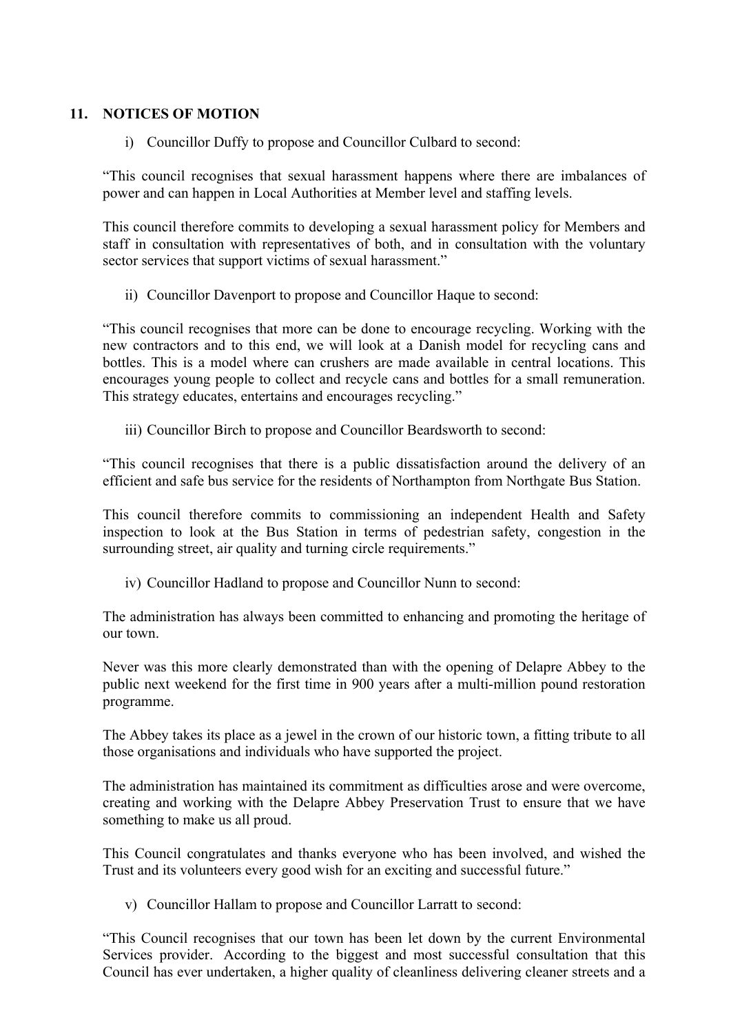## 11. NOTICES OF MOTION

i) Councillor Duffy to propose and Councillor Culbard to second:

"This council recognises that sexual harassment happens where there are imbalances of power and can happen in Local Authorities at Member level and staffing levels.

This council therefore commits to developing a sexual harassment policy for Members and staff in consultation with representatives of both, and in consultation with the voluntary sector services that support victims of sexual harassment."

ii) Councillor Davenport to propose and Councillor Haque to second:

"This council recognises that more can be done to encourage recycling. Working with the new contractors and to this end, we will look at a Danish model for recycling cans and bottles. This is a model where can crushers are made available in central locations. This encourages young people to collect and recycle cans and bottles for a small remuneration. This strategy educates, entertains and encourages recycling."

iii) Councillor Birch to propose and Councillor Beardsworth to second:

"This council recognises that there is a public dissatisfaction around the delivery of an efficient and safe bus service for the residents of Northampton from Northgate Bus Station.

This council therefore commits to commissioning an independent Health and Safety inspection to look at the Bus Station in terms of pedestrian safety, congestion in the surrounding street, air quality and turning circle requirements."

iv) Councillor Hadland to propose and Councillor Nunn to second:

The administration has always been committed to enhancing and promoting the heritage of our town.

Never was this more clearly demonstrated than with the opening of Delapre Abbey to the public next weekend for the first time in 900 years after a multi-million pound restoration programme.

The Abbey takes its place as a jewel in the crown of our historic town, a fitting tribute to all those organisations and individuals who have supported the project.

The administration has maintained its commitment as difficulties arose and were overcome, creating and working with the Delapre Abbey Preservation Trust to ensure that we have something to make us all proud.

This Council congratulates and thanks everyone who has been involved, and wished the Trust and its volunteers every good wish for an exciting and successful future."

v) Councillor Hallam to propose and Councillor Larratt to second:

"This Council recognises that our town has been let down by the current Environmental Services provider. According to the biggest and most successful consultation that this Council has ever undertaken, a higher quality of cleanliness delivering cleaner streets and a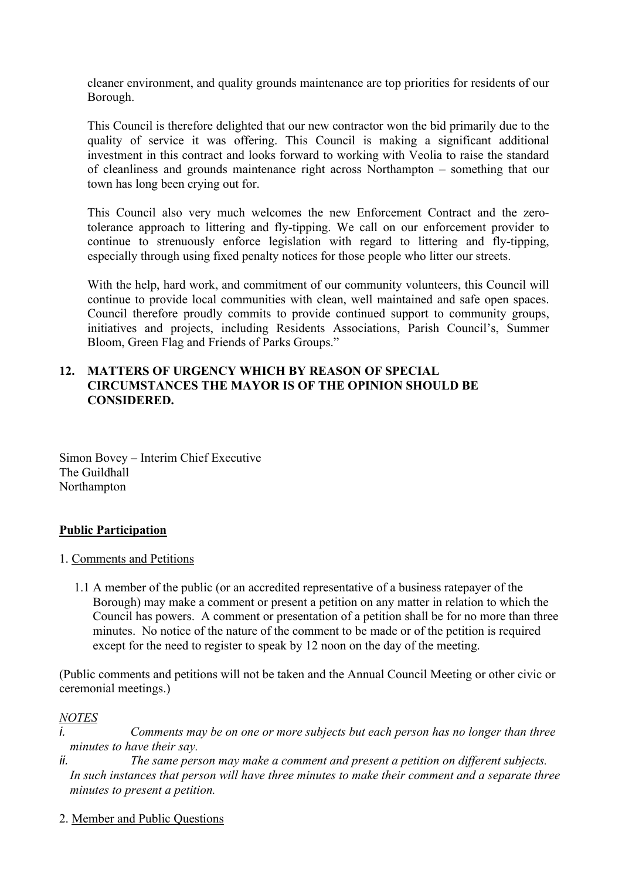cleaner environment, and quality grounds maintenance are top priorities for residents of our Borough.

This Council is therefore delighted that our new contractor won the bid primarily due to the quality of service it was offering. This Council is making a significant additional investment in this contract and looks forward to working with Veolia to raise the standard of cleanliness and grounds maintenance right across Northampton – something that our town has long been crying out for.

This Council also very much welcomes the new Enforcement Contract and the zero-tolerance approach to littering and fly-tipping. We call on our enforcement provider to continue to strenuously enforce legislation with regard to littering and fly-tipping, especially through using fixed penalty notices for those people who litter our streets.

With the help, hard work, and commitment of our community volunteers, this Council will continue to provide local communities with clean, well maintained and safe open spaces. Council therefore proudly commits to provide continued support to community groups, initiatives and projects, including Residents Associations, Parish Council's, Summer Bloom, Green Flag and Friends of Parks Groups."

## 12. MATTERS OF URGENCY WHICH BY REASON OF SPECIAL CIRCUMSTANCES THE MAYOR IS OF THE OPINION SHOULD BE CONSIDERED.

Simon Bovey – Interim Chief Executive
The Guildhall
Northampton

## Public Participation

1. Comments and Petitions

1.1 A member of the public (or an accredited representative of a business ratepayer of the Borough) may make a comment or present a petition on any matter in relation to which the Council has powers. A comment or presentation of a petition shall be for no more than three minutes. No notice of the nature of the comment to be made or of the petition is required except for the need to register to speak by 12 noon on the day of the meeting.

(Public comments and petitions will not be taken and the Annual Council Meeting or other civic or ceremonial meetings.)

*NOTES*

*i. Comments may be on one or more subjects but each person has no longer than three minutes to have their say.*

*ii. The same person may make a comment and present a petition on different subjects. In such instances that person will have three minutes to make their comment and a separate three minutes to present a petition.*

2. Member and Public Questions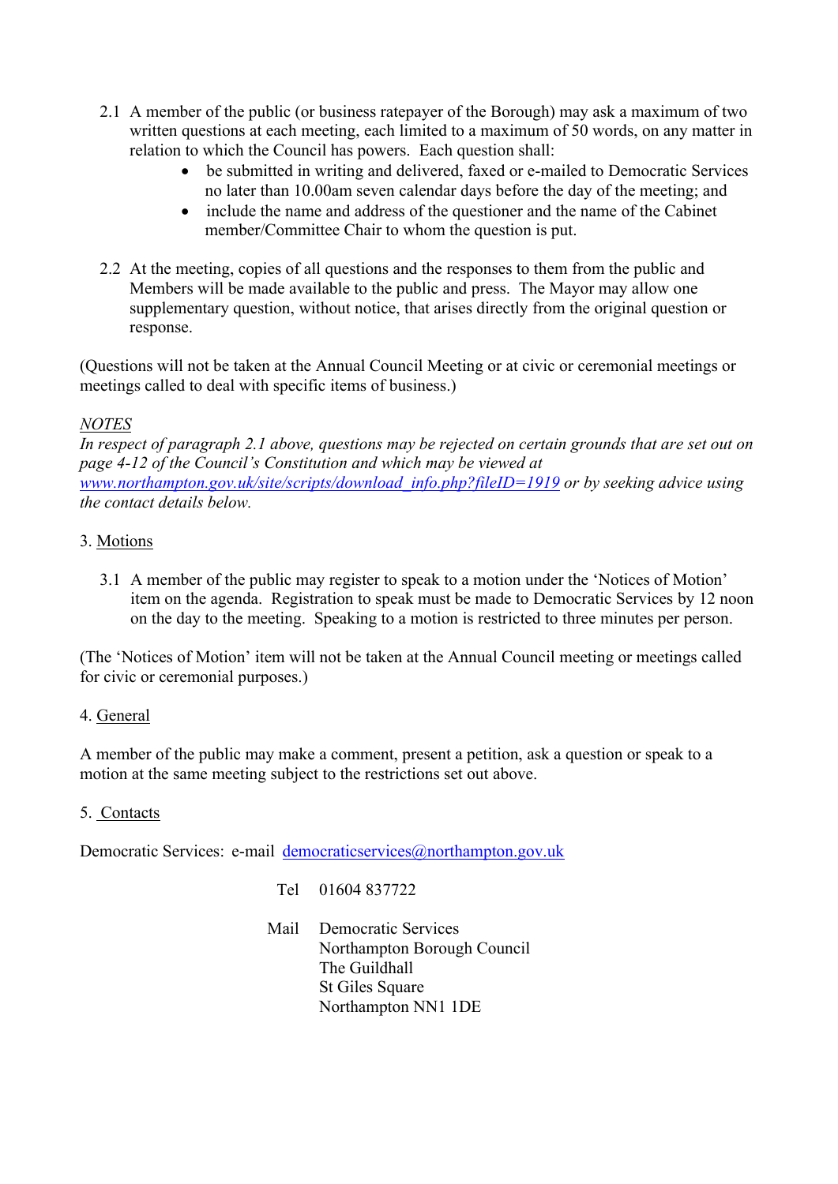2.1 A member of the public (or business ratepayer of the Borough) may ask a maximum of two written questions at each meeting, each limited to a maximum of 50 words, on any matter in relation to which the Council has powers. Each question shall:

- be submitted in writing and delivered, faxed or e-mailed to Democratic Services no later than 10.00am seven calendar days before the day of the meeting; and
- include the name and address of the questioner and the name of the Cabinet member/Committee Chair to whom the question is put.

2.2 At the meeting, copies of all questions and the responses to them from the public and Members will be made available to the public and press. The Mayor may allow one supplementary question, without notice, that arises directly from the original question or response.

(Questions will not be taken at the Annual Council Meeting or at civic or ceremonial meetings or meetings called to deal with specific items of business.)

*NOTES*
*In respect of paragraph 2.1 above, questions may be rejected on certain grounds that are set out on page 4-12 of the Council's Constitution and which may be viewed at [www.northampton.gov.uk/site/scripts/download_info.php?fileID=1919](www.northampton.gov.uk/site/scripts/download_info.php?fileID=1919) or by seeking advice using the contact details below.*

3. Motions

3.1 A member of the public may register to speak to a motion under the 'Notices of Motion' item on the agenda. Registration to speak must be made to Democratic Services by 12 noon on the day to the meeting. Speaking to a motion is restricted to three minutes per person.

(The 'Notices of Motion' item will not be taken at the Annual Council meeting or meetings called for civic or ceremonial purposes.)

4. General

A member of the public may make a comment, present a petition, ask a question or speak to a motion at the same meeting subject to the restrictions set out above.

5. Contacts

Democratic Services: e-mail [democraticservices@northampton.gov.uk](mailto:democraticservices@northampton.gov.uk)

Tel 01604 837722

Mail Democratic Services
Northampton Borough Council
The Guildhall
St Giles Square
Northampton NN1 1DE